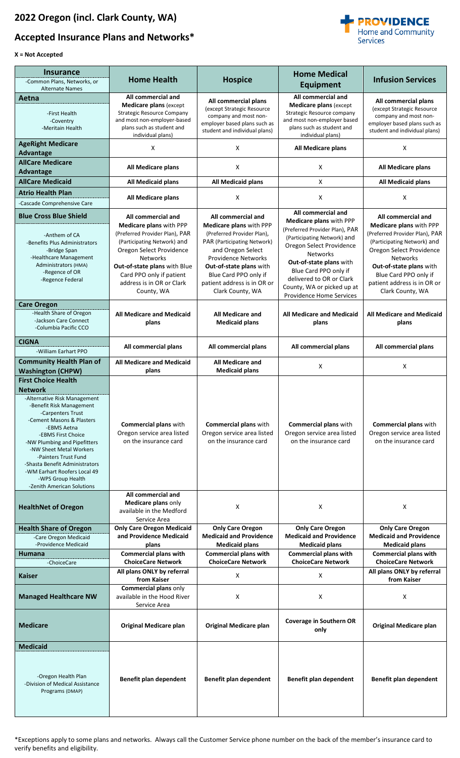# 2022 Oregon (incl. Clark County, WA)

# Accepted Insurance Plans and Networks*

**X = Not Accepted**

| Insurance<br>-Common Plans, Networks, or Alternate Names | Home Health | Hospice | Home Medical Equipment | Infusion Services |
|---|---|---|---|---|
| **Aetna**<br>-First Health<br>-Coventry<br>-Meritain Health | **All commercial and Medicare plans** (except Strategic Resource Company and most non-employer-based plans such as student and individual plans) | **All commercial plans** (except Strategic Resource company and most non-employer based plans such as student and individual plans) | **All commercial and Medicare plans** (except Strategic Resource company and most non-employer based plans such as student and individual plans) | **All commercial plans** (except Strategic Resource company and most non-employer based plans such as student and individual plans) |
| **AgeRight Medicare Advantage** | X | X | **All Medicare plans** | X |
| **AllCare Medicare Advantage** | **All Medicare plans** | X | X | **All Medicare plans** |
| **AllCare Medicaid** | **All Medicaid plans** | **All Medicaid plans** | X | **All Medicaid plans** |
| **Atrio Health Plan**<br>-Cascade Comprehensive Care | **All Medicare plans** | X | X | X |
| **Blue Cross Blue Shield**<br>-Anthem of CA<br>-Benefits Plus Administrators<br>-Bridge Span<br>-Healthcare Management Administrators (HMA)<br>-Regence of OR<br>-Regence Federal | **All commercial and Medicare plans** with PPP (Preferred Provider Plan), PAR (Participating Network) and Oregon Select Providence Networks<br>**Out-of-state plans** with Blue Card PPO only if patient address is in OR or Clark County, WA | **All commercial and Medicare plans** with PPP (Preferred Provider Plan), PAR (Participating Network) and Oregon Select Providence Networks<br>**Out-of-state plans** with Blue Card PPO only if patient address is in OR or Clark County, WA | **All commercial and Medicare plans** with PPP (Preferred Provider Plan), PAR (Participating Network) and Oregon Select Providence Networks<br>**Out-of-state plans** with Blue Card PPO only if delivered to OR or Clark County, WA or picked up at Providence Home Services | **All commercial and Medicare plans** with PPP (Preferred Provider Plan), PAR (Participating Network) and Oregon Select Providence Networks<br>**Out-of-state plans** with Blue Card PPO only if patient address is in OR or Clark County, WA |
| **Care Oregon**<br>-Health Share of Oregon<br>-Jackson Care Connect<br>-Columbia Pacific CCO | **All Medicare and Medicaid plans** | **All Medicare and Medicaid plans** | **All Medicare and Medicaid plans** | **All Medicare and Medicaid plans** |
| **CIGNA**<br>-William Earhart PPO | **All commercial plans** | **All commercial plans** | **All commercial plans** | **All commercial plans** |
| **Community Health Plan of Washington (CHPW)** | **All Medicare and Medicaid plans** | **All Medicare and Medicaid plans** | X | X |
| **First Choice Health Network**<br>-Alternative Risk Management<br>-Benefit Risk Management<br>-Carpenters Trust<br>-Cement Masons & Plasters<br>-EBMS Aetna<br>-EBMS First Choice<br>-NW Plumbing and Pipefitters<br>-NW Sheet Metal Workers<br>-Painters Trust Fund<br>-Shasta Benefit Administrators<br>-WM Earhart Roofers Local 49<br>-WPS Group Health<br>-Zenith American Solutions | **Commercial plans** with Oregon service area listed on the insurance card | **Commercial plans** with Oregon service area listed on the insurance card | **Commercial plans** with Oregon service area listed on the insurance card | **Commercial plans** with Oregon service area listed on the insurance card |
| **HealthNet of Oregon** | **All commercial and Medicare plans** only available in the Medford Service Area | X | X | X |
| **Health Share of Oregon**<br>-Care Oregon Medicaid<br>-Providence Medicaid | **Only Care Oregon Medicaid and Providence Medicaid plans** | **Only Care Oregon Medicaid and Providence Medicaid plans** | **Only Care Oregon Medicaid and Providence Medicaid plans** | **Only Care Oregon Medicaid and Providence Medicaid plans** |
| **Humana**<br>-ChoiceCare | **Commercial plans with ChoiceCare Network** | **Commercial plans with ChoiceCare Network** | **Commercial plans with ChoiceCare Network** | **Commercial plans with ChoiceCare Network** |
| **Kaiser** | **All plans ONLY by referral from Kaiser** | X | X | **All plans ONLY by referral from Kaiser** |
| **Managed Healthcare NW** | **Commercial plans** only available in the Hood River Service Area | X | X | X |
| **Medicare** | **Original Medicare plan** | **Original Medicare plan** | **Coverage in Southern OR only** | **Original Medicare plan** |
| **Medicaid**<br>-Oregon Health Plan<br>-Division of Medical Assistance Programs (DMAP) | **Benefit plan dependent** | **Benefit plan dependent** | **Benefit plan dependent** | **Benefit plan dependent** |

*Exceptions apply to some plans and networks. Always call the Customer Service phone number on the back of the member's insurance card to verify benefits and eligibility.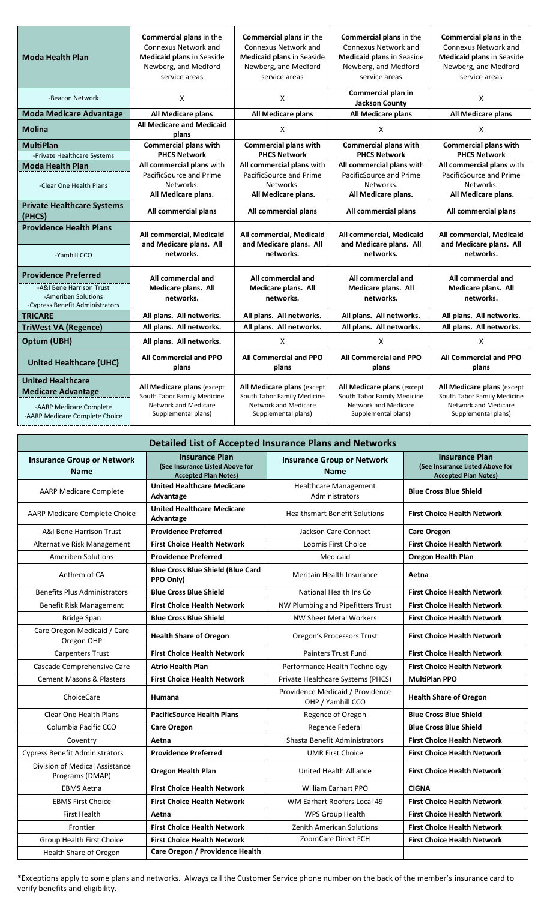| | | | | |
|---|---|---|---|---|
| **Moda Health Plan** | **Commercial plans** in the Connexus Network and **Medicaid plans** in Seaside Newberg, and Medford service areas | **Commercial plans** in the Connexus Network and **Medicaid plans** in Seaside Newberg, and Medford service areas | **Commercial plans** in the Connexus Network and **Medicaid plans** in Seaside Newberg, and Medford service areas | **Commercial plans** in the Connexus Network and **Medicaid plans** in Seaside Newberg, and Medford service areas |
| -Beacon Network | X | X | **Commercial plan in Jackson County** | X |
| **Moda Medicare Advantage** | **All Medicare plans** | **All Medicare plans** | **All Medicare plans** | **All Medicare plans** |
| **Molina** | **All Medicare and Medicaid plans** | X | X | X |
| **MultiPlan** -Private Healthcare Systems | **Commercial plans with PHCS Network** | **Commercial plans with PHCS Network** | **Commercial plans with PHCS Network** | **Commercial plans with PHCS Network** |
| **Moda Health Plan** -Clear One Health Plans | **All commercial plans** with PacificSource and Prime Networks. **All Medicare plans.** | **All commercial plans** with PacificSource and Prime Networks. **All Medicare plans.** | **All commercial plans** with PacificSource and Prime Networks. **All Medicare plans.** | **All commercial plans** with PacificSource and Prime Networks. **All Medicare plans.** |
| **Private Healthcare Systems (PHCS)** | **All commercial plans** | **All commercial plans** | **All commercial plans** | **All commercial plans** |
| **Providence Health Plans** -Yamhill CCO | **All commercial, Medicaid and Medicare plans. All networks.** | **All commercial, Medicaid and Medicare plans. All networks.** | **All commercial, Medicaid and Medicare plans. All networks.** | **All commercial, Medicaid and Medicare plans. All networks.** |
| **Providence Preferred** -A&I Bene Harrison Trust -Ameriben Solutions -Cypress Benefit Administrators | **All commercial and Medicare plans. All networks.** | **All commercial and Medicare plans. All networks.** | **All commercial and Medicare plans. All networks.** | **All commercial and Medicare plans. All networks.** |
| **TRICARE** | **All plans. All networks.** | **All plans. All networks.** | **All plans. All networks.** | **All plans. All networks.** |
| **TriWest VA (Regence)** | **All plans. All networks.** | **All plans. All networks.** | **All plans. All networks.** | **All plans. All networks.** |
| **Optum (UBH)** | **All plans. All networks.** | X | X | X |
| **United Healthcare (UHC)** | **All Commercial and PPO plans** | **All Commercial and PPO plans** | **All Commercial and PPO plans** | **All Commercial and PPO plans** |
| **United Healthcare Medicare Advantage** -AARP Medicare Complete -AARP Medicare Complete Choice | **All Medicare plans** (except South Tabor Family Medicine Network and Medicare Supplemental plans) | **All Medicare plans** (except South Tabor Family Medicine Network and Medicare Supplemental plans) | **All Medicare plans** (except South Tabor Family Medicine Network and Medicare Supplemental plans) | **All Medicare plans** (except South Tabor Family Medicine Network and Medicare Supplemental plans) |

## Detailed List of Accepted Insurance Plans and Networks

| Insurance Group or Network Name | Insurance Plan (See Insurance Listed Above for Accepted Plan Notes) | Insurance Group or Network Name | Insurance Plan (See Insurance Listed Above for Accepted Plan Notes) |
|---|---|---|---|
| AARP Medicare Complete | **United Healthcare Medicare Advantage** | Healthcare Management Administrators | **Blue Cross Blue Shield** |
| AARP Medicare Complete Choice | **United Healthcare Medicare Advantage** | Healthsmart Benefit Solutions | **First Choice Health Network** |
| A&I Bene Harrison Trust | **Providence Preferred** | Jackson Care Connect | **Care Oregon** |
| Alternative Risk Management | **First Choice Health Network** | Loomis First Choice | **First Choice Health Network** |
| Ameriben Solutions | **Providence Preferred** | Medicaid | **Oregon Health Plan** |
| Anthem of CA | **Blue Cross Blue Shield (Blue Card PPO Only)** | Meritain Health Insurance | **Aetna** |
| Benefits Plus Administrators | **Blue Cross Blue Shield** | National Health Ins Co | **First Choice Health Network** |
| Benefit Risk Management | **First Choice Health Network** | NW Plumbing and Pipefitters Trust | **First Choice Health Network** |
| Bridge Span | **Blue Cross Blue Shield** | NW Sheet Metal Workers | **First Choice Health Network** |
| Care Oregon Medicaid / Care Oregon OHP | **Health Share of Oregon** | Oregon's Processors Trust | **First Choice Health Network** |
| Carpenters Trust | **First Choice Health Network** | Painters Trust Fund | **First Choice Health Network** |
| Cascade Comprehensive Care | **Atrio Health Plan** | Performance Health Technology | **First Choice Health Network** |
| Cement Masons & Plasters | **First Choice Health Network** | Private Healthcare Systems (PHCS) | **MultiPlan PPO** |
| ChoiceCare | **Humana** | Providence Medicaid / Providence OHP / Yamhill CCO | **Health Share of Oregon** |
| Clear One Health Plans | **PacificSource Health Plans** | Regence of Oregon | **Blue Cross Blue Shield** |
| Columbia Pacific CCO | **Care Oregon** | Regence Federal | **Blue Cross Blue Shield** |
| Coventry | **Aetna** | Shasta Benefit Administrators | **First Choice Health Network** |
| Cypress Benefit Administrators | **Providence Preferred** | UMR First Choice | **First Choice Health Network** |
| Division of Medical Assistance Programs (DMAP) | **Oregon Health Plan** | United Health Alliance | **First Choice Health Network** |
| EBMS Aetna | **First Choice Health Network** | William Earhart PPO | **CIGNA** |
| EBMS First Choice | **First Choice Health Network** | WM Earhart Roofers Local 49 | **First Choice Health Network** |
| First Health | **Aetna** | WPS Group Health | **First Choice Health Network** |
| Frontier | **First Choice Health Network** | Zenith American Solutions | **First Choice Health Network** |
| Group Health First Choice | **First Choice Health Network** | ZoomCare Direct FCH | **First Choice Health Network** |
| Health Share of Oregon | **Care Oregon / Providence Health Plans** | | |

*Exceptions apply to some plans and networks. Always call the Customer Service phone number on the back of the member's insurance card to verify benefits and eligibility.